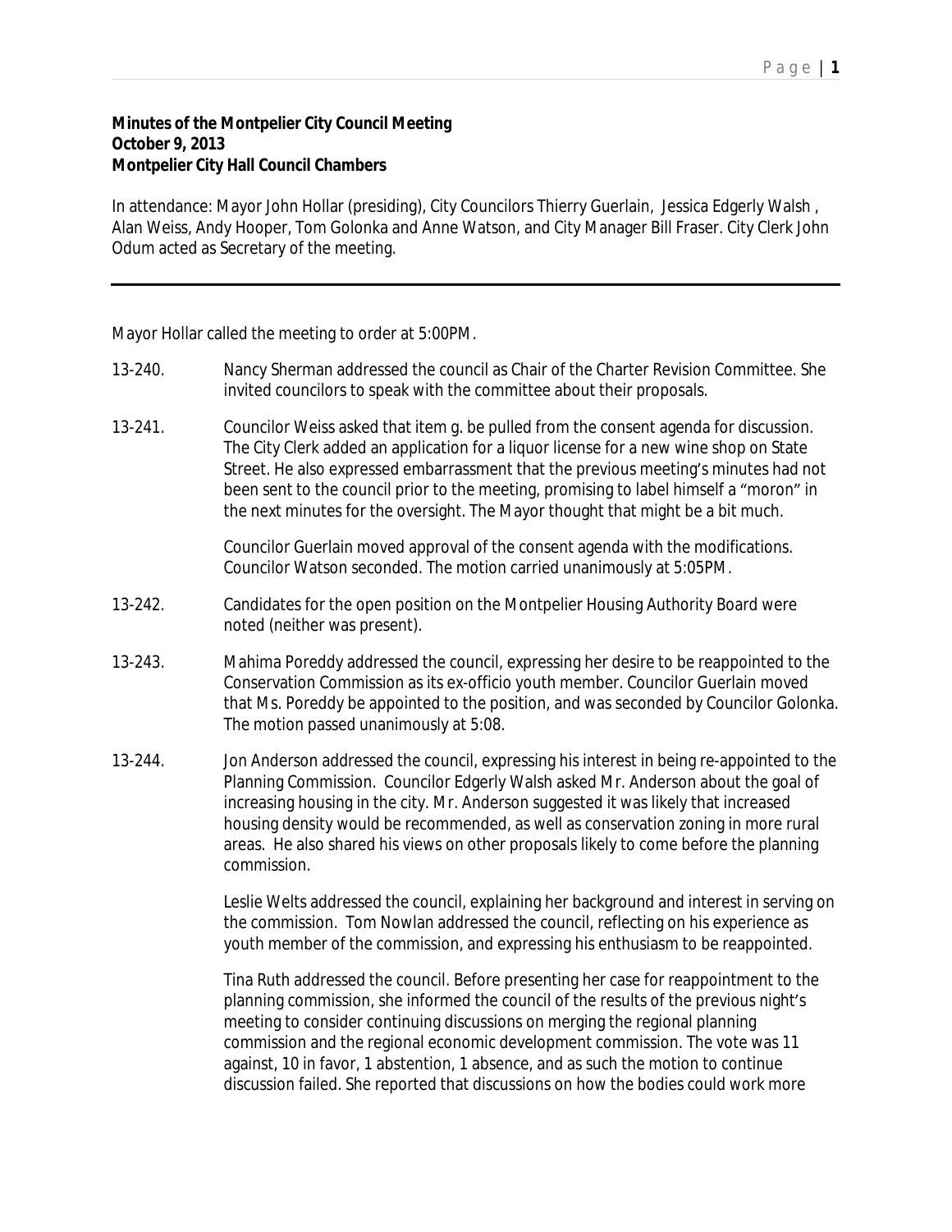**Minutes of the Montpelier City Council Meeting**
**October 9, 2013**
**Montpelier City Hall Council Chambers**

In attendance: Mayor John Hollar (presiding), City Councilors Thierry Guerlain, Jessica Edgerly Walsh , Alan Weiss, Andy Hooper, Tom Golonka and Anne Watson, and City Manager Bill Fraser. City Clerk John Odum acted as Secretary of the meeting.

---

Mayor Hollar called the meeting to order at 5:00PM.

13-240. Nancy Sherman addressed the council as Chair of the Charter Revision Committee. She invited councilors to speak with the committee about their proposals.

13-241. Councilor Weiss asked that item g. be pulled from the consent agenda for discussion. The City Clerk added an application for a liquor license for a new wine shop on State Street. He also expressed embarrassment that the previous meeting's minutes had not been sent to the council prior to the meeting, promising to label himself a "moron" in the next minutes for the oversight. The Mayor thought that might be a bit much.

Councilor Guerlain moved approval of the consent agenda with the modifications. Councilor Watson seconded. The motion carried unanimously at 5:05PM.

13-242. Candidates for the open position on the Montpelier Housing Authority Board were noted (neither was present).

13-243. Mahima Poreddy addressed the council, expressing her desire to be reappointed to the Conservation Commission as its ex-officio youth member. Councilor Guerlain moved that Ms. Poreddy be appointed to the position, and was seconded by Councilor Golonka. The motion passed unanimously at 5:08.

13-244. Jon Anderson addressed the council, expressing his interest in being re-appointed to the Planning Commission. Councilor Edgerly Walsh asked Mr. Anderson about the goal of increasing housing in the city. Mr. Anderson suggested it was likely that increased housing density would be recommended, as well as conservation zoning in more rural areas. He also shared his views on other proposals likely to come before the planning commission.

Leslie Welts addressed the council, explaining her background and interest in serving on the commission. Tom Nowlan addressed the council, reflecting on his experience as youth member of the commission, and expressing his enthusiasm to be reappointed.

Tina Ruth addressed the council. Before presenting her case for reappointment to the planning commission, she informed the council of the results of the previous night's meeting to consider continuing discussions on merging the regional planning commission and the regional economic development commission. The vote was 11 against, 10 in favor, 1 abstention, 1 absence, and as such the motion to continue discussion failed. She reported that discussions on how the bodies could work more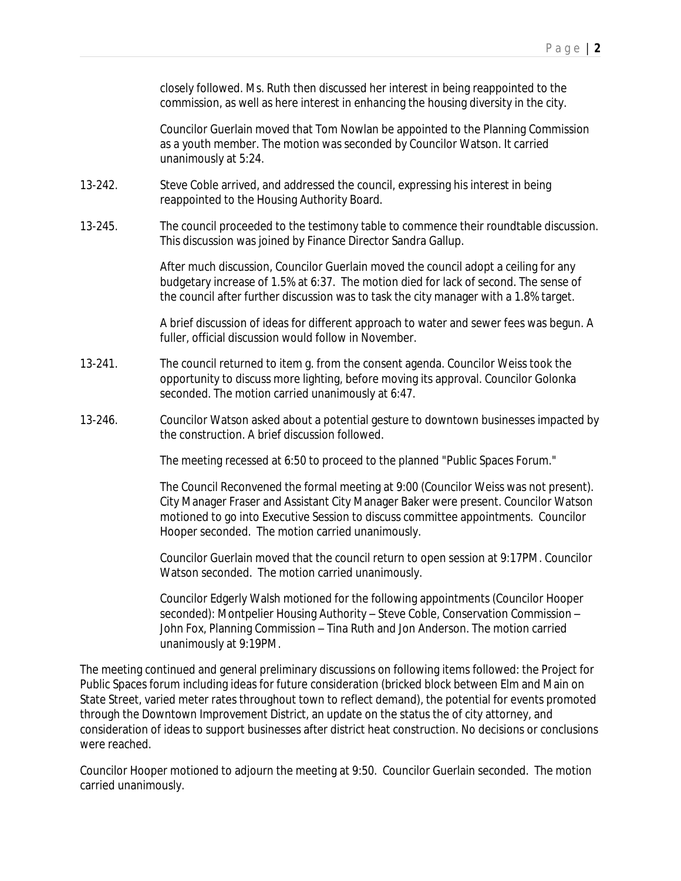closely followed. Ms. Ruth then discussed her interest in being reappointed to the commission, as well as here interest in enhancing the housing diversity in the city.

Councilor Guerlain moved that Tom Nowlan be appointed to the Planning Commission as a youth member. The motion was seconded by Councilor Watson. It carried unanimously at 5:24.

13-242. Steve Coble arrived, and addressed the council, expressing his interest in being reappointed to the Housing Authority Board.

13-245. The council proceeded to the testimony table to commence their roundtable discussion. This discussion was joined by Finance Director Sandra Gallup.

After much discussion, Councilor Guerlain moved the council adopt a ceiling for any budgetary increase of 1.5% at 6:37. The motion died for lack of second. The sense of the council after further discussion was to task the city manager with a 1.8% target.

A brief discussion of ideas for different approach to water and sewer fees was begun. A fuller, official discussion would follow in November.

13-241. The council returned to item g. from the consent agenda. Councilor Weiss took the opportunity to discuss more lighting, before moving its approval. Councilor Golonka seconded. The motion carried unanimously at 6:47.

13-246. Councilor Watson asked about a potential gesture to downtown businesses impacted by the construction. A brief discussion followed.

The meeting recessed at 6:50 to proceed to the planned "Public Spaces Forum."

The Council Reconvened the formal meeting at 9:00 (Councilor Weiss was not present). City Manager Fraser and Assistant City Manager Baker were present. Councilor Watson motioned to go into Executive Session to discuss committee appointments. Councilor Hooper seconded. The motion carried unanimously.

Councilor Guerlain moved that the council return to open session at 9:17PM. Councilor Watson seconded. The motion carried unanimously.

Councilor Edgerly Walsh motioned for the following appointments (Councilor Hooper seconded): Montpelier Housing Authority – Steve Coble, Conservation Commission – John Fox, Planning Commission – Tina Ruth and Jon Anderson. The motion carried unanimously at 9:19PM.

The meeting continued and general preliminary discussions on following items followed: the Project for Public Spaces forum including ideas for future consideration (bricked block between Elm and Main on State Street, varied meter rates throughout town to reflect demand), the potential for events promoted through the Downtown Improvement District, an update on the status the of city attorney, and consideration of ideas to support businesses after district heat construction. No decisions or conclusions were reached.

Councilor Hooper motioned to adjourn the meeting at 9:50. Councilor Guerlain seconded. The motion carried unanimously.